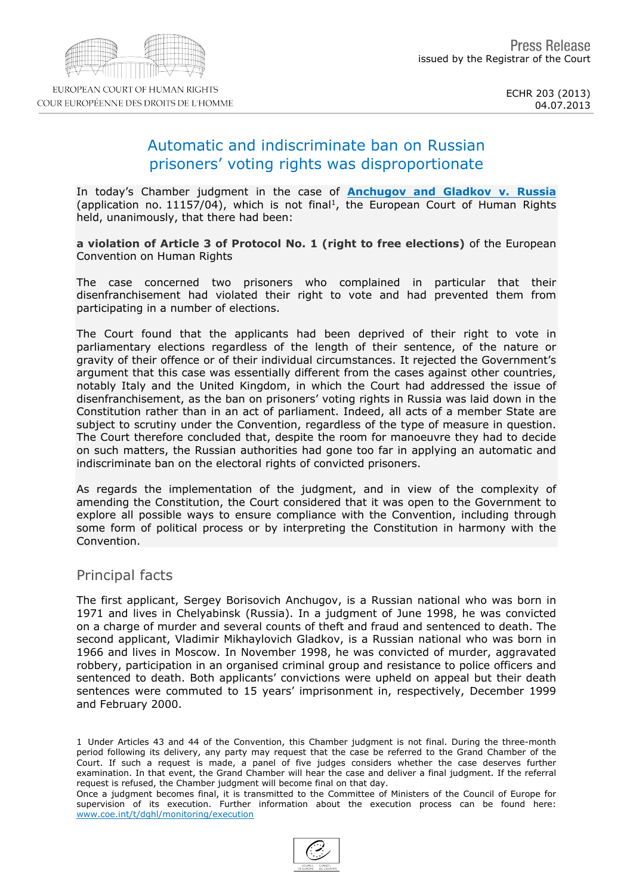Press Release
issued by the Registrar of the Court

ECHR 203 (2013)
04.07.2013

# Automatic and indiscriminate ban on Russian prisoners' voting rights was disproportionate

In today's Chamber judgment in the case of **Anchugov and Gladkov v. Russia** (application no. 11157/04), which is not final[1], the European Court of Human Rights held, unanimously, that there had been:

**a violation of Article 3 of Protocol No. 1 (right to free elections)** of the European Convention on Human Rights

The case concerned two prisoners who complained in particular that their disenfranchisement had violated their right to vote and had prevented them from participating in a number of elections.

The Court found that the applicants had been deprived of their right to vote in parliamentary elections regardless of the length of their sentence, of the nature or gravity of their offence or of their individual circumstances. It rejected the Government's argument that this case was essentially different from the cases against other countries, notably Italy and the United Kingdom, in which the Court had addressed the issue of disenfranchisement, as the ban on prisoners' voting rights in Russia was laid down in the Constitution rather than in an act of parliament. Indeed, all acts of a member State are subject to scrutiny under the Convention, regardless of the type of measure in question. The Court therefore concluded that, despite the room for manoeuvre they had to decide on such matters, the Russian authorities had gone too far in applying an automatic and indiscriminate ban on the electoral rights of convicted prisoners.

As regards the implementation of the judgment, and in view of the complexity of amending the Constitution, the Court considered that it was open to the Government to explore all possible ways to ensure compliance with the Convention, including through some form of political process or by interpreting the Constitution in harmony with the Convention.

## Principal facts

The first applicant, Sergey Borisovich Anchugov, is a Russian national who was born in 1971 and lives in Chelyabinsk (Russia). In a judgment of June 1998, he was convicted on a charge of murder and several counts of theft and fraud and sentenced to death. The second applicant, Vladimir Mikhaylovich Gladkov, is a Russian national who was born in 1966 and lives in Moscow. In November 1998, he was convicted of murder, aggravated robbery, participation in an organised criminal group and resistance to police officers and sentenced to death. Both applicants' convictions were upheld on appeal but their death sentences were commuted to 15 years' imprisonment in, respectively, December 1999 and February 2000.

1 Under Articles 43 and 44 of the Convention, this Chamber judgment is not final. During the three-month period following its delivery, any party may request that the case be referred to the Grand Chamber of the Court. If such a request is made, a panel of five judges considers whether the case deserves further examination. In that event, the Grand Chamber will hear the case and deliver a final judgment. If the referral request is refused, the Chamber judgment will become final on that day.
Once a judgment becomes final, it is transmitted to the Committee of Ministers of the Council of Europe for supervision of its execution. Further information about the execution process can be found here: www.coe.int/t/dghl/monitoring/execution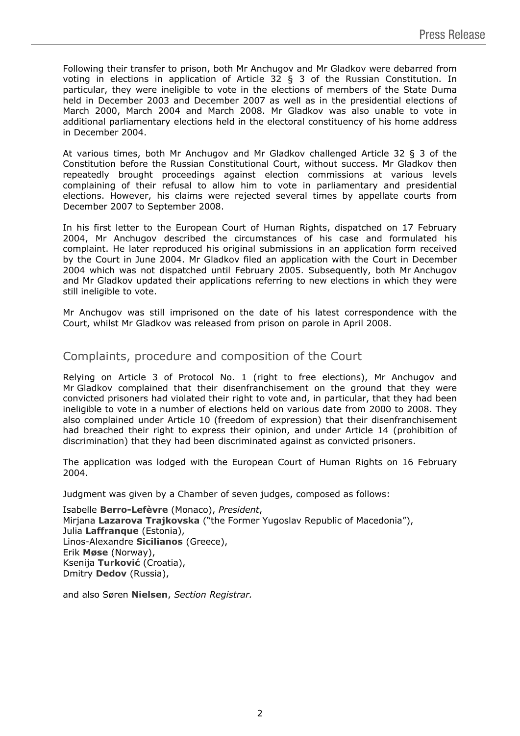Following their transfer to prison, both Mr Anchugov and Mr Gladkov were debarred from voting in elections in application of Article 32 § 3 of the Russian Constitution. In particular, they were ineligible to vote in the elections of members of the State Duma held in December 2003 and December 2007 as well as in the presidential elections of March 2000, March 2004 and March 2008. Mr Gladkov was also unable to vote in additional parliamentary elections held in the electoral constituency of his home address in December 2004.

At various times, both Mr Anchugov and Mr Gladkov challenged Article 32 § 3 of the Constitution before the Russian Constitutional Court, without success. Mr Gladkov then repeatedly brought proceedings against election commissions at various levels complaining of their refusal to allow him to vote in parliamentary and presidential elections. However, his claims were rejected several times by appellate courts from December 2007 to September 2008.

In his first letter to the European Court of Human Rights, dispatched on 17 February 2004, Mr Anchugov described the circumstances of his case and formulated his complaint. He later reproduced his original submissions in an application form received by the Court in June 2004. Mr Gladkov filed an application with the Court in December 2004 which was not dispatched until February 2005. Subsequently, both Mr Anchugov and Mr Gladkov updated their applications referring to new elections in which they were still ineligible to vote.

Mr Anchugov was still imprisoned on the date of his latest correspondence with the Court, whilst Mr Gladkov was released from prison on parole in April 2008.

## Complaints, procedure and composition of the Court

Relying on Article 3 of Protocol No. 1 (right to free elections), Mr Anchugov and Mr Gladkov complained that their disenfranchisement on the ground that they were convicted prisoners had violated their right to vote and, in particular, that they had been ineligible to vote in a number of elections held on various date from 2000 to 2008. They also complained under Article 10 (freedom of expression) that their disenfranchisement had breached their right to express their opinion, and under Article 14 (prohibition of discrimination) that they had been discriminated against as convicted prisoners.

The application was lodged with the European Court of Human Rights on 16 February 2004.

Judgment was given by a Chamber of seven judges, composed as follows:

Isabelle **Berro-Lefèvre** (Monaco), *President*,
Mirjana **Lazarova Trajkovska** ("the Former Yugoslav Republic of Macedonia"),
Julia **Laffranque** (Estonia),
Linos-Alexandre **Sicilianos** (Greece),
Erik **Møse** (Norway),
Ksenija **Turković** (Croatia),
Dmitry **Dedov** (Russia),

and also Søren **Nielsen**, *Section Registrar.*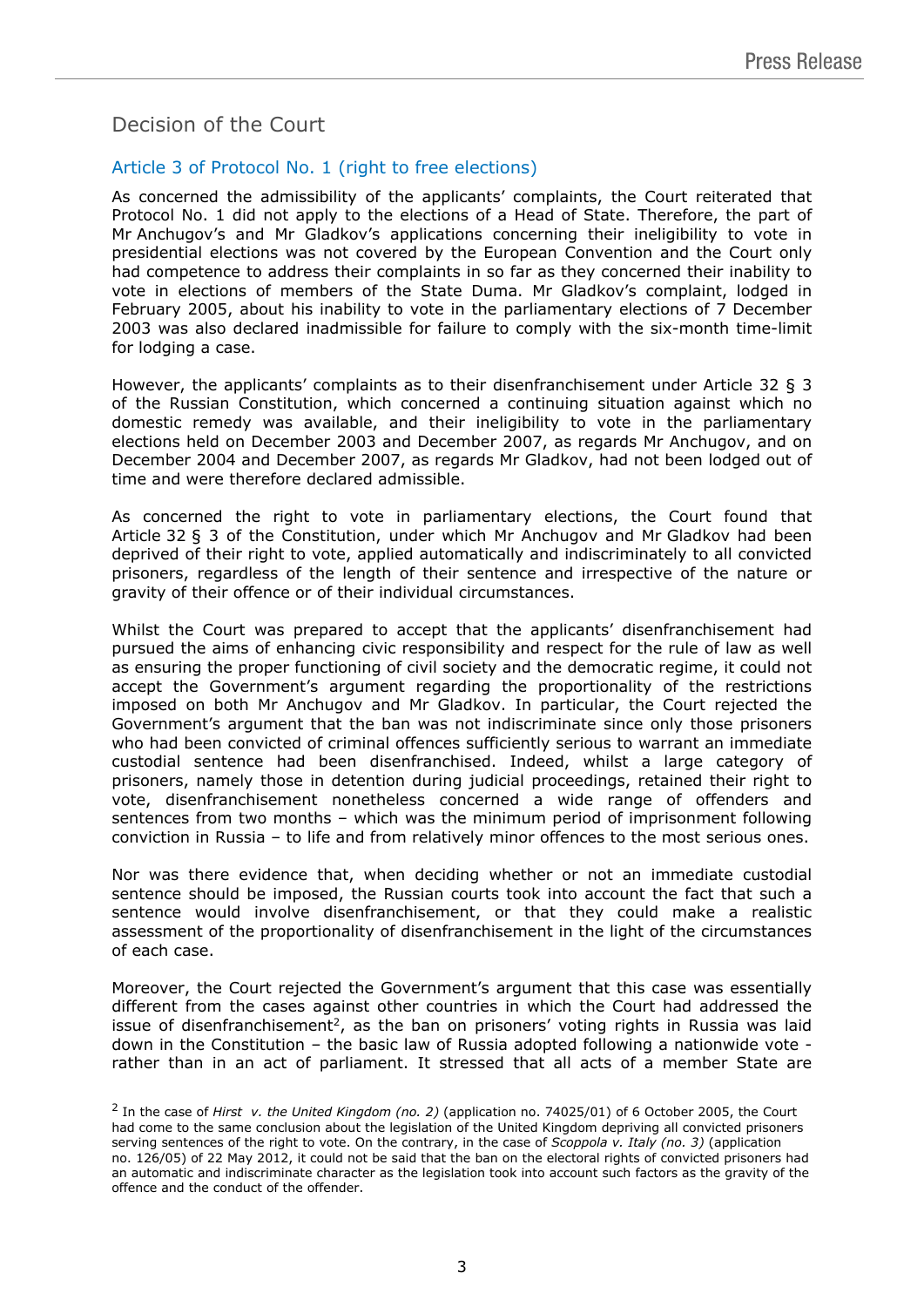## Decision of the Court

### Article 3 of Protocol No. 1 (right to free elections)

As concerned the admissibility of the applicants' complaints, the Court reiterated that Protocol No. 1 did not apply to the elections of a Head of State. Therefore, the part of Mr Anchugov's and Mr Gladkov's applications concerning their ineligibility to vote in presidential elections was not covered by the European Convention and the Court only had competence to address their complaints in so far as they concerned their inability to vote in elections of members of the State Duma. Mr Gladkov's complaint, lodged in February 2005, about his inability to vote in the parliamentary elections of 7 December 2003 was also declared inadmissible for failure to comply with the six-month time-limit for lodging a case.

However, the applicants' complaints as to their disenfranchisement under Article 32 § 3 of the Russian Constitution, which concerned a continuing situation against which no domestic remedy was available, and their ineligibility to vote in the parliamentary elections held on December 2003 and December 2007, as regards Mr Anchugov, and on December 2004 and December 2007, as regards Mr Gladkov, had not been lodged out of time and were therefore declared admissible.

As concerned the right to vote in parliamentary elections, the Court found that Article 32 § 3 of the Constitution, under which Mr Anchugov and Mr Gladkov had been deprived of their right to vote, applied automatically and indiscriminately to all convicted prisoners, regardless of the length of their sentence and irrespective of the nature or gravity of their offence or of their individual circumstances.

Whilst the Court was prepared to accept that the applicants' disenfranchisement had pursued the aims of enhancing civic responsibility and respect for the rule of law as well as ensuring the proper functioning of civil society and the democratic regime, it could not accept the Government's argument regarding the proportionality of the restrictions imposed on both Mr Anchugov and Mr Gladkov. In particular, the Court rejected the Government's argument that the ban was not indiscriminate since only those prisoners who had been convicted of criminal offences sufficiently serious to warrant an immediate custodial sentence had been disenfranchised. Indeed, whilst a large category of prisoners, namely those in detention during judicial proceedings, retained their right to vote, disenfranchisement nonetheless concerned a wide range of offenders and sentences from two months – which was the minimum period of imprisonment following conviction in Russia – to life and from relatively minor offences to the most serious ones.

Nor was there evidence that, when deciding whether or not an immediate custodial sentence should be imposed, the Russian courts took into account the fact that such a sentence would involve disenfranchisement, or that they could make a realistic assessment of the proportionality of disenfranchisement in the light of the circumstances of each case.

Moreover, the Court rejected the Government's argument that this case was essentially different from the cases against other countries in which the Court had addressed the issue of disenfranchisement[2], as the ban on prisoners' voting rights in Russia was laid down in the Constitution – the basic law of Russia adopted following a nationwide vote - rather than in an act of parliament. It stressed that all acts of a member State are

[2] In the case of *Hirst v. the United Kingdom (no. 2)* (application no. 74025/01) of 6 October 2005, the Court had come to the same conclusion about the legislation of the United Kingdom depriving all convicted prisoners serving sentences of the right to vote. On the contrary, in the case of *Scoppola v. Italy (no. 3)* (application no. 126/05) of 22 May 2012, it could not be said that the ban on the electoral rights of convicted prisoners had an automatic and indiscriminate character as the legislation took into account such factors as the gravity of the offence and the conduct of the offender.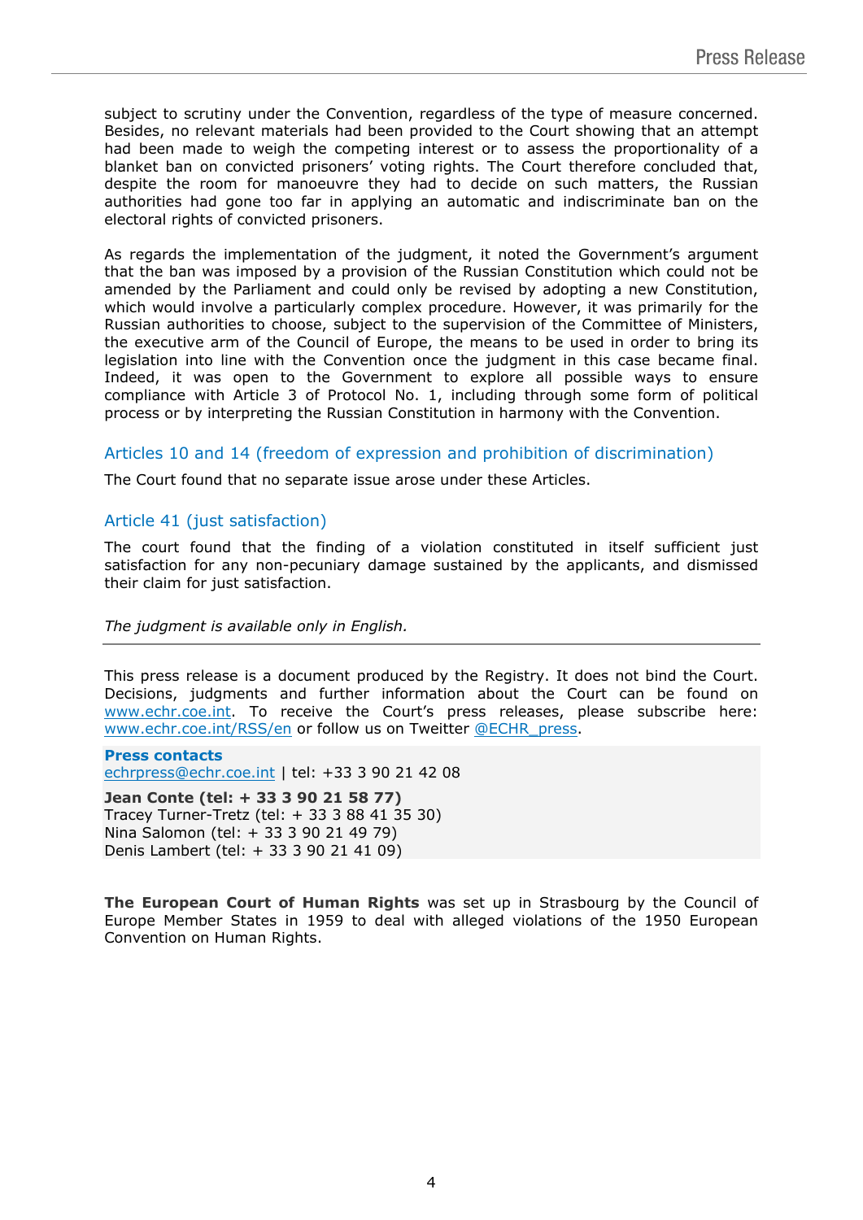subject to scrutiny under the Convention, regardless of the type of measure concerned. Besides, no relevant materials had been provided to the Court showing that an attempt had been made to weigh the competing interest or to assess the proportionality of a blanket ban on convicted prisoners' voting rights. The Court therefore concluded that, despite the room for manoeuvre they had to decide on such matters, the Russian authorities had gone too far in applying an automatic and indiscriminate ban on the electoral rights of convicted prisoners.

As regards the implementation of the judgment, it noted the Government's argument that the ban was imposed by a provision of the Russian Constitution which could not be amended by the Parliament and could only be revised by adopting a new Constitution, which would involve a particularly complex procedure. However, it was primarily for the Russian authorities to choose, subject to the supervision of the Committee of Ministers, the executive arm of the Council of Europe, the means to be used in order to bring its legislation into line with the Convention once the judgment in this case became final. Indeed, it was open to the Government to explore all possible ways to ensure compliance with Article 3 of Protocol No. 1, including through some form of political process or by interpreting the Russian Constitution in harmony with the Convention.

## Articles 10 and 14 (freedom of expression and prohibition of discrimination)

The Court found that no separate issue arose under these Articles.

## Article 41 (just satisfaction)

The court found that the finding of a violation constituted in itself sufficient just satisfaction for any non-pecuniary damage sustained by the applicants, and dismissed their claim for just satisfaction.

*The judgment is available only in English.*

---

This press release is a document produced by the Registry. It does not bind the Court. Decisions, judgments and further information about the Court can be found on www.echr.coe.int. To receive the Court's press releases, please subscribe here: www.echr.coe.int/RSS/en or follow us on Tweitter @ECHR_press.

**Press contacts**
echrpress@echr.coe.int | tel: +33 3 90 21 42 08

**Jean Conte (tel: + 33 3 90 21 58 77)**
Tracey Turner-Tretz (tel: + 33 3 88 41 35 30)
Nina Salomon (tel: + 33 3 90 21 49 79)
Denis Lambert (tel: + 33 3 90 21 41 09)

**The European Court of Human Rights** was set up in Strasbourg by the Council of Europe Member States in 1959 to deal with alleged violations of the 1950 European Convention on Human Rights.